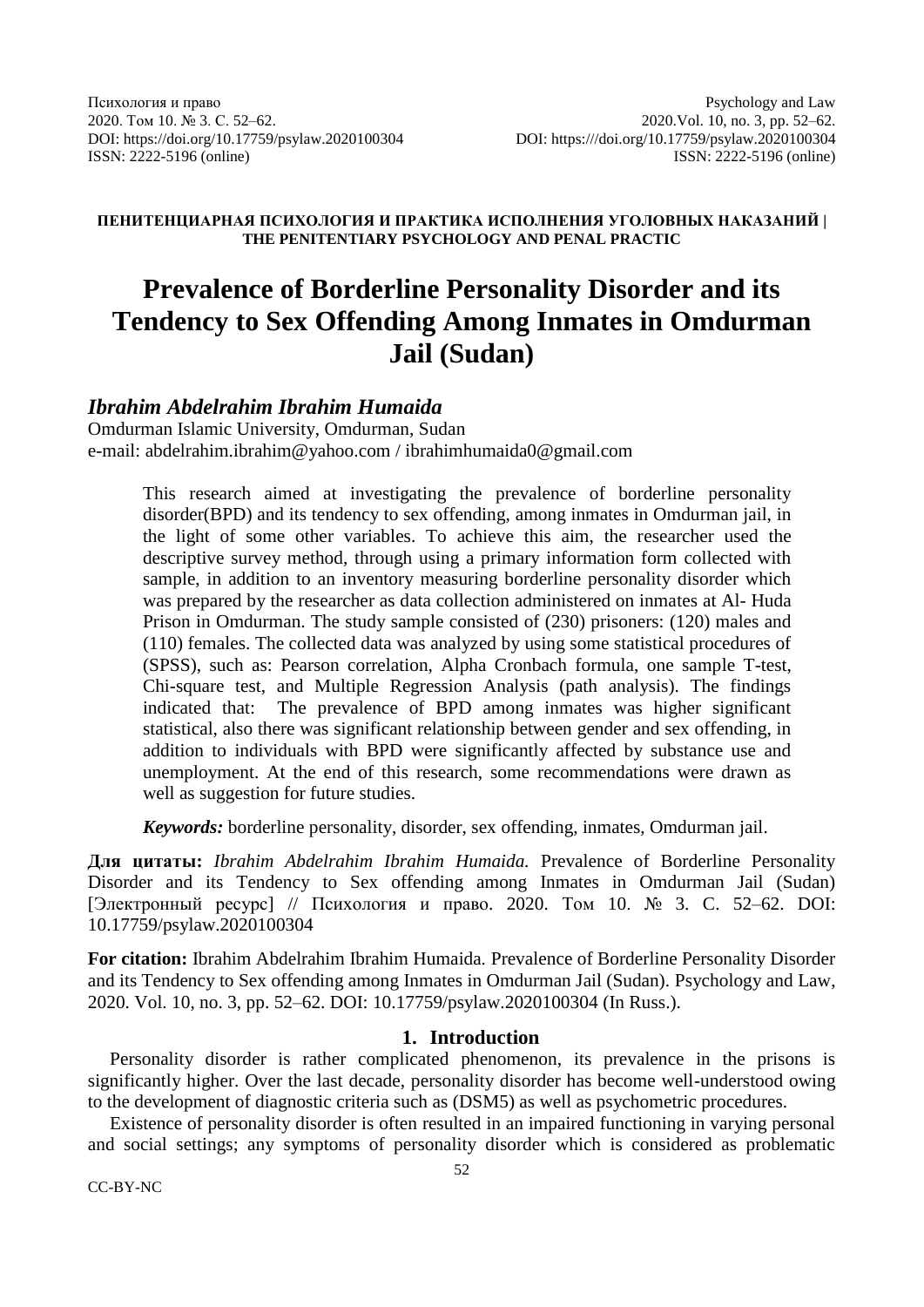**ПЕНИТЕНЦИАРНАЯ ПСИХОЛОГИЯ И ПРАКТИКА ИСПОЛНЕНИЯ УГОЛОВНЫХ НАКАЗАНИЙ | THE PENITENTIARY PSYCHOLOGY AND PENAL PRACTIC**

# Prevalence of Borderline Personality Disorder and its Tendency to Sex Offending Among Inmates in Omdurman Jail (Sudan)

## *Ibrahim Abdelrahim Ibrahim Humaida*

Omdurman Islamic University, Omdurman, Sudan
e-mail: abdelrahim.ibrahim@yahoo.com / ibrahimhumaida0@gmail.com

This research aimed at investigating the prevalence of borderline personality disorder(BPD) and its tendency to sex offending, among inmates in Omdurman jail, in the light of some other variables. To achieve this aim, the researcher used the descriptive survey method, through using a primary information form collected with sample, in addition to an inventory measuring borderline personality disorder which was prepared by the researcher as data collection administered on inmates at Al- Huda Prison in Omdurman. The study sample consisted of (230) prisoners: (120) males and (110) females. The collected data was analyzed by using some statistical procedures of (SPSS), such as: Pearson correlation, Alpha Cronbach formula, one sample T-test, Chi-square test, and Multiple Regression Analysis (path analysis). The findings indicated that: The prevalence of BPD among inmates was higher significant statistical, also there was significant relationship between gender and sex offending, in addition to individuals with BPD were significantly affected by substance use and unemployment. At the end of this research, some recommendations were drawn as well as suggestion for future studies.

***Keywords:*** borderline personality, disorder, sex offending, inmates, Omdurman jail.

**Для цитаты:** *Ibrahim Abdelrahim Ibrahim Humaida.* Prevalence of Borderline Personality Disorder and its Tendency to Sex offending among Inmates in Omdurman Jail (Sudan) [Электронный ресурс] // Психология и право. 2020. Том 10. № 3. С. 52–62. DOI: 10.17759/psylaw.2020100304

**For citation:** Ibrahim Abdelrahim Ibrahim Humaida. Prevalence of Borderline Personality Disorder and its Tendency to Sex offending among Inmates in Omdurman Jail (Sudan). Psychology and Law, 2020. Vol. 10, no. 3, pp. 52–62. DOI: 10.17759/psylaw.2020100304 (In Russ.).

## 1. Introduction

Personality disorder is rather complicated phenomenon, its prevalence in the prisons is significantly higher. Over the last decade, personality disorder has become well-understood owing to the development of diagnostic criteria such as (DSM5) as well as psychometric procedures.

Existence of personality disorder is often resulted in an impaired functioning in varying personal and social settings; any symptoms of personality disorder which is considered as problematic

CC-BY-NC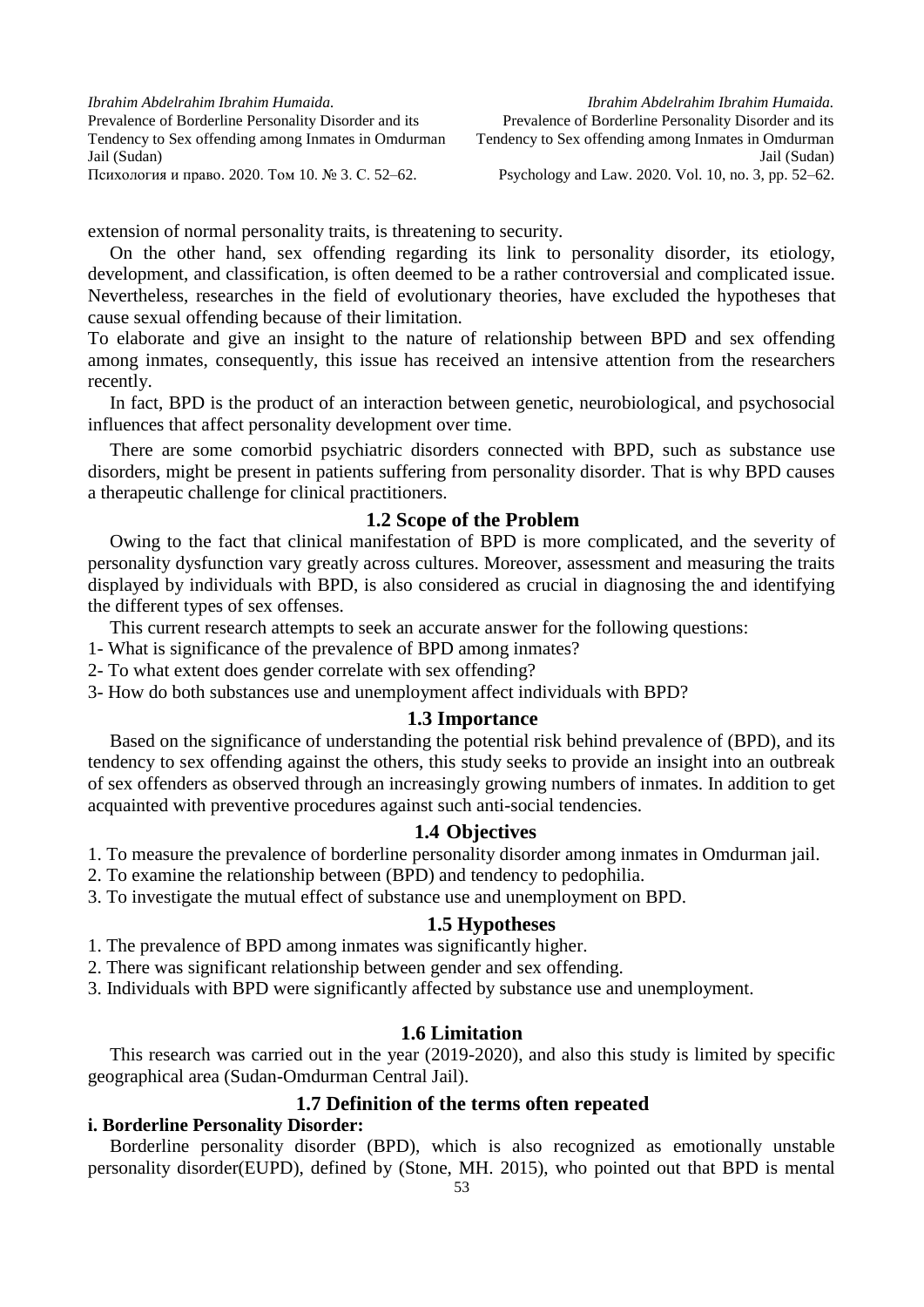extension of normal personality traits, is threatening to security.

On the other hand, sex offending regarding its link to personality disorder, its etiology, development, and classification, is often deemed to be a rather controversial and complicated issue. Nevertheless, researches in the field of evolutionary theories, have excluded the hypotheses that cause sexual offending because of their limitation.

To elaborate and give an insight to the nature of relationship between BPD and sex offending among inmates, consequently, this issue has received an intensive attention from the researchers recently.

In fact, BPD is the product of an interaction between genetic, neurobiological, and psychosocial influences that affect personality development over time.

There are some comorbid psychiatric disorders connected with BPD, such as substance use disorders, might be present in patients suffering from personality disorder. That is why BPD causes a therapeutic challenge for clinical practitioners.

## 1.2 Scope of the Problem

Owing to the fact that clinical manifestation of BPD is more complicated, and the severity of personality dysfunction vary greatly across cultures. Moreover, assessment and measuring the traits displayed by individuals with BPD, is also considered as crucial in diagnosing the and identifying the different types of sex offenses.

This current research attempts to seek an accurate answer for the following questions:

1- What is significance of the prevalence of BPD among inmates?

2- To what extent does gender correlate with sex offending?

3- How do both substances use and unemployment affect individuals with BPD?

## 1.3 Importance

Based on the significance of understanding the potential risk behind prevalence of (BPD), and its tendency to sex offending against the others, this study seeks to provide an insight into an outbreak of sex offenders as observed through an increasingly growing numbers of inmates. In addition to get acquainted with preventive procedures against such anti-social tendencies.

## 1.4 Objectives

1. To measure the prevalence of borderline personality disorder among inmates in Omdurman jail.
2. To examine the relationship between (BPD) and tendency to pedophilia.
3. To investigate the mutual effect of substance use and unemployment on BPD.

## 1.5 Hypotheses

1. The prevalence of BPD among inmates was significantly higher.
2. There was significant relationship between gender and sex offending.
3. Individuals with BPD were significantly affected by substance use and unemployment.

## 1.6 Limitation

This research was carried out in the year (2019-2020), and also this study is limited by specific geographical area (Sudan-Omdurman Central Jail).

## 1.7 Definition of the terms often repeated

**i. Borderline Personality Disorder:**

Borderline personality disorder (BPD), which is also recognized as emotionally unstable personality disorder(EUPD), defined by (Stone, MH. 2015), who pointed out that BPD is mental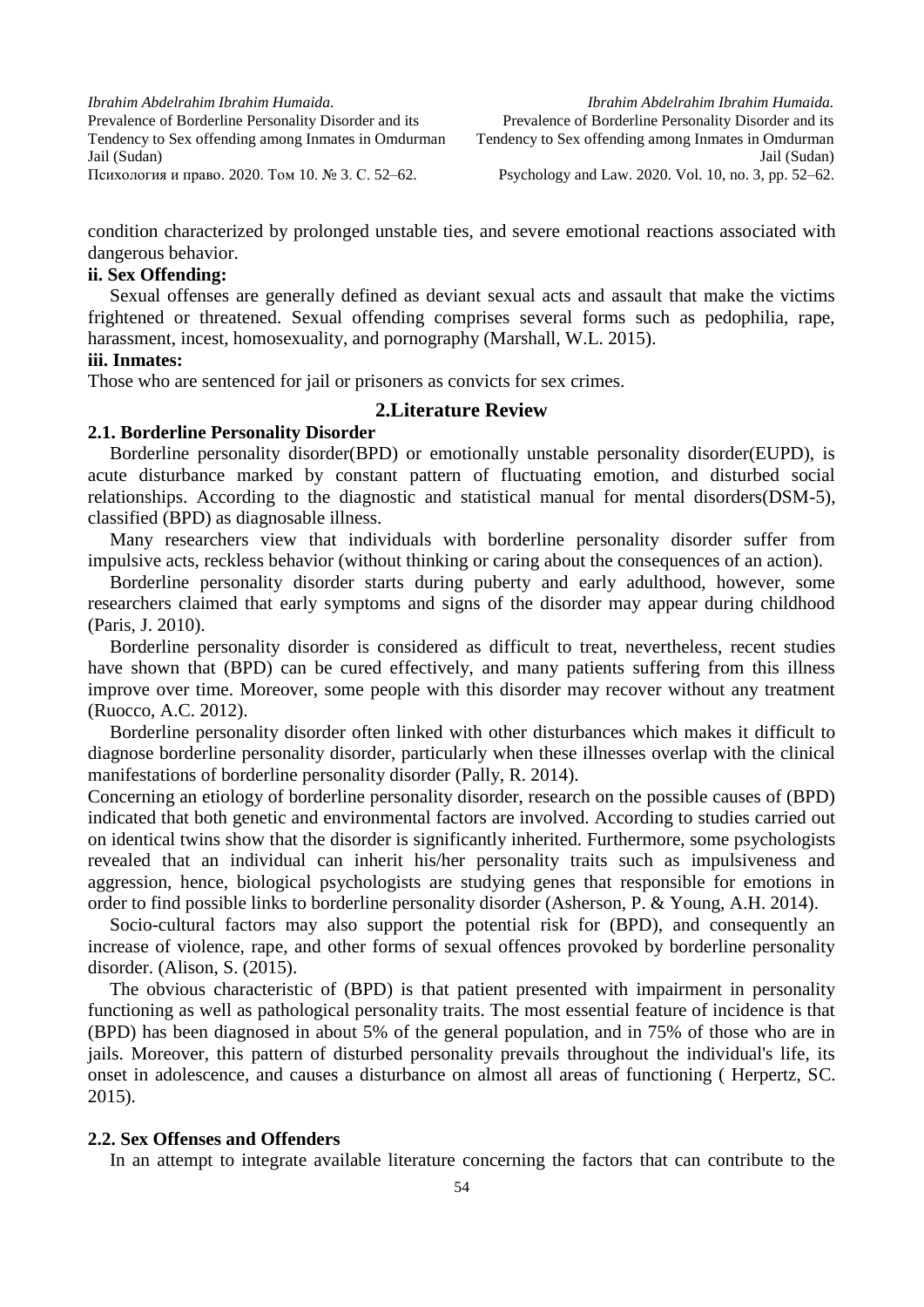condition characterized by prolonged unstable ties, and severe emotional reactions associated with dangerous behavior.

**ii. Sex Offending:**

Sexual offenses are generally defined as deviant sexual acts and assault that make the victims frightened or threatened. Sexual offending comprises several forms such as pedophilia, rape, harassment, incest, homosexuality, and pornography (Marshall, W.L. 2015).

**iii. Inmates:**

Those who are sentenced for jail or prisoners as convicts for sex crimes.

## 2.Literature Review

### 2.1. Borderline Personality Disorder

Borderline personality disorder(BPD) or emotionally unstable personality disorder(EUPD), is acute disturbance marked by constant pattern of fluctuating emotion, and disturbed social relationships. According to the diagnostic and statistical manual for mental disorders(DSM-5), classified (BPD) as diagnosable illness.

Many researchers view that individuals with borderline personality disorder suffer from impulsive acts, reckless behavior (without thinking or caring about the consequences of an action).

Borderline personality disorder starts during puberty and early adulthood, however, some researchers claimed that early symptoms and signs of the disorder may appear during childhood (Paris, J. 2010).

Borderline personality disorder is considered as difficult to treat, nevertheless, recent studies have shown that (BPD) can be cured effectively, and many patients suffering from this illness improve over time. Moreover, some people with this disorder may recover without any treatment (Ruocco, A.C. 2012).

Borderline personality disorder often linked with other disturbances which makes it difficult to diagnose borderline personality disorder, particularly when these illnesses overlap with the clinical manifestations of borderline personality disorder (Pally, R. 2014).

Concerning an etiology of borderline personality disorder, research on the possible causes of (BPD) indicated that both genetic and environmental factors are involved. According to studies carried out on identical twins show that the disorder is significantly inherited. Furthermore, some psychologists revealed that an individual can inherit his/her personality traits such as impulsiveness and aggression, hence, biological psychologists are studying genes that responsible for emotions in order to find possible links to borderline personality disorder (Asherson, P. & Young, A.H. 2014).

Socio-cultural factors may also support the potential risk for (BPD), and consequently an increase of violence, rape, and other forms of sexual offences provoked by borderline personality disorder. (Alison, S. (2015).

The obvious characteristic of (BPD) is that patient presented with impairment in personality functioning as well as pathological personality traits. The most essential feature of incidence is that (BPD) has been diagnosed in about 5% of the general population, and in 75% of those who are in jails. Moreover, this pattern of disturbed personality prevails throughout the individual's life, its onset in adolescence, and causes a disturbance on almost all areas of functioning ( Herpertz, SC. 2015).

### 2.2. Sex Offenses and Offenders

In an attempt to integrate available literature concerning the factors that can contribute to the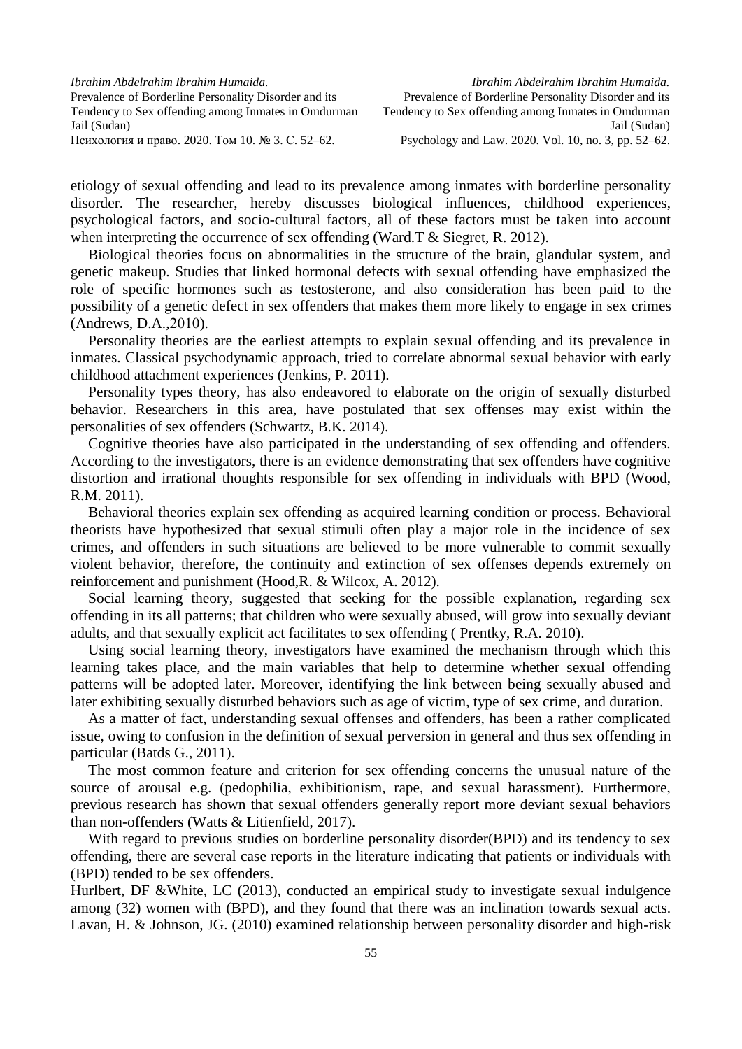etiology of sexual offending and lead to its prevalence among inmates with borderline personality disorder. The researcher, hereby discusses biological influences, childhood experiences, psychological factors, and socio-cultural factors, all of these factors must be taken into account when interpreting the occurrence of sex offending (Ward.T & Siegret, R. 2012).

Biological theories focus on abnormalities in the structure of the brain, glandular system, and genetic makeup. Studies that linked hormonal defects with sexual offending have emphasized the role of specific hormones such as testosterone, and also consideration has been paid to the possibility of a genetic defect in sex offenders that makes them more likely to engage in sex crimes (Andrews, D.A.,2010).

Personality theories are the earliest attempts to explain sexual offending and its prevalence in inmates. Classical psychodynamic approach, tried to correlate abnormal sexual behavior with early childhood attachment experiences (Jenkins, P. 2011).

Personality types theory, has also endeavored to elaborate on the origin of sexually disturbed behavior. Researchers in this area, have postulated that sex offenses may exist within the personalities of sex offenders (Schwartz, B.K. 2014).

Cognitive theories have also participated in the understanding of sex offending and offenders. According to the investigators, there is an evidence demonstrating that sex offenders have cognitive distortion and irrational thoughts responsible for sex offending in individuals with BPD (Wood, R.M. 2011).

Behavioral theories explain sex offending as acquired learning condition or process. Behavioral theorists have hypothesized that sexual stimuli often play a major role in the incidence of sex crimes, and offenders in such situations are believed to be more vulnerable to commit sexually violent behavior, therefore, the continuity and extinction of sex offenses depends extremely on reinforcement and punishment (Hood,R. & Wilcox, A. 2012).

Social learning theory, suggested that seeking for the possible explanation, regarding sex offending in its all patterns; that children who were sexually abused, will grow into sexually deviant adults, and that sexually explicit act facilitates to sex offending ( Prentky, R.A. 2010).

Using social learning theory, investigators have examined the mechanism through which this learning takes place, and the main variables that help to determine whether sexual offending patterns will be adopted later. Moreover, identifying the link between being sexually abused and later exhibiting sexually disturbed behaviors such as age of victim, type of sex crime, and duration.

As a matter of fact, understanding sexual offenses and offenders, has been a rather complicated issue, owing to confusion in the definition of sexual perversion in general and thus sex offending in particular (Batds G., 2011).

The most common feature and criterion for sex offending concerns the unusual nature of the source of arousal e.g. (pedophilia, exhibitionism, rape, and sexual harassment). Furthermore, previous research has shown that sexual offenders generally report more deviant sexual behaviors than non-offenders (Watts & Litienfield, 2017).

With regard to previous studies on borderline personality disorder(BPD) and its tendency to sex offending, there are several case reports in the literature indicating that patients or individuals with (BPD) tended to be sex offenders.

Hurlbert, DF &White, LC (2013), conducted an empirical study to investigate sexual indulgence among (32) women with (BPD), and they found that there was an inclination towards sexual acts. Lavan, H. & Johnson, JG. (2010) examined relationship between personality disorder and high-risk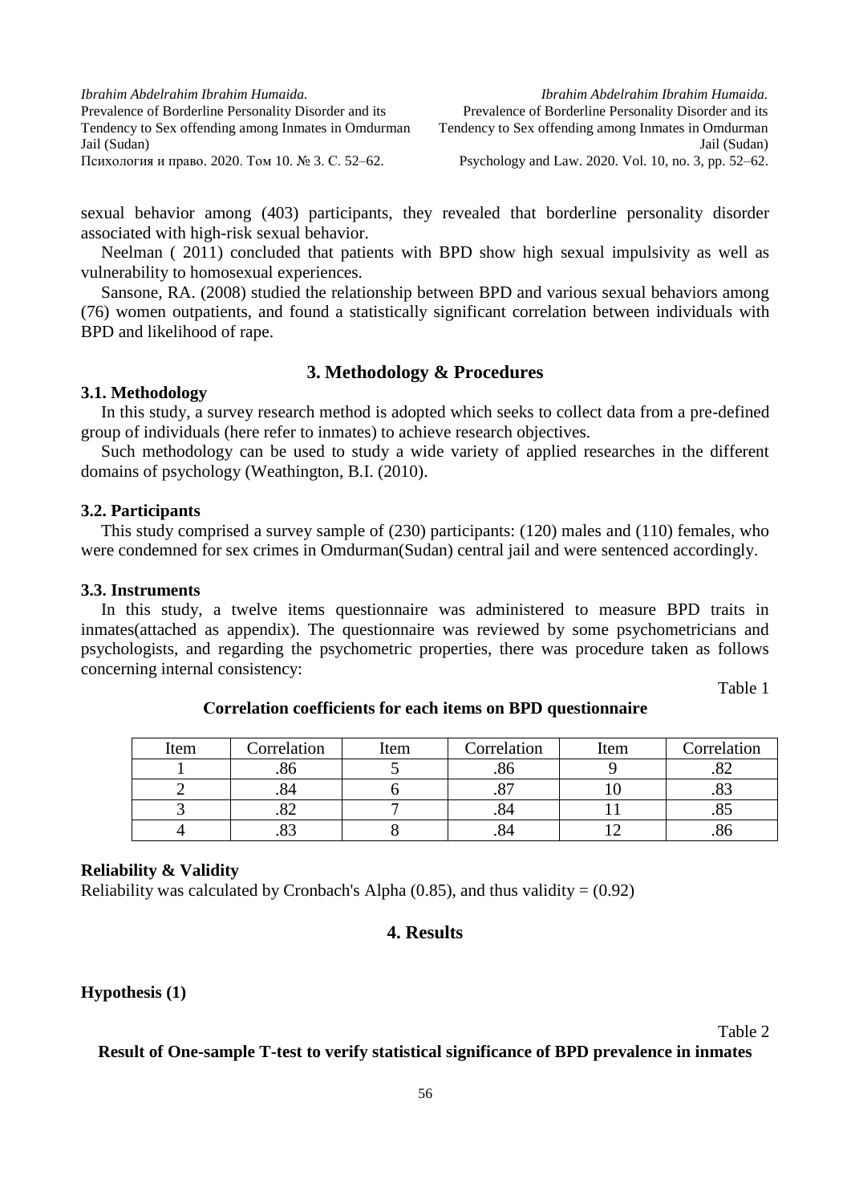sexual behavior among (403) participants, they revealed that borderline personality disorder associated with high-risk sexual behavior.

Neelman ( 2011) concluded that patients with BPD show high sexual impulsivity as well as vulnerability to homosexual experiences.

Sansone, RA. (2008) studied the relationship between BPD and various sexual behaviors among (76) women outpatients, and found a statistically significant correlation between individuals with BPD and likelihood of rape.

## 3. Methodology & Procedures

### 3.1. Methodology

In this study, a survey research method is adopted which seeks to collect data from a pre-defined group of individuals (here refer to inmates) to achieve research objectives.

Such methodology can be used to study a wide variety of applied researches in the different domains of psychology (Weathington, B.I. (2010).

### 3.2. Participants

This study comprised a survey sample of (230) participants: (120) males and (110) females, who were condemned for sex crimes in Omdurman(Sudan) central jail and were sentenced accordingly.

### 3.3. Instruments

In this study, a twelve items questionnaire was administered to measure BPD traits in inmates(attached as appendix). The questionnaire was reviewed by some psychometricians and psychologists, and regarding the psychometric properties, there was procedure taken as follows concerning internal consistency:

Table 1

**Correlation coefficients for each items on BPD questionnaire**

| Item | Correlation | Item | Correlation | Item | Correlation |
|---|---|---|---|---|---|
| 1 | .86 | 5 | .86 | 9 | .82 |
| 2 | .84 | 6 | .87 | 10 | .83 |
| 3 | .82 | 7 | .84 | 11 | .85 |
| 4 | .83 | 8 | .84 | 12 | .86 |

**Reliability & Validity**

Reliability was calculated by Cronbach's Alpha (0.85), and thus validity = (0.92)

## 4. Results

**Hypothesis (1)**

Table 2

**Result of One-sample T-test to verify statistical significance of BPD prevalence in inmates**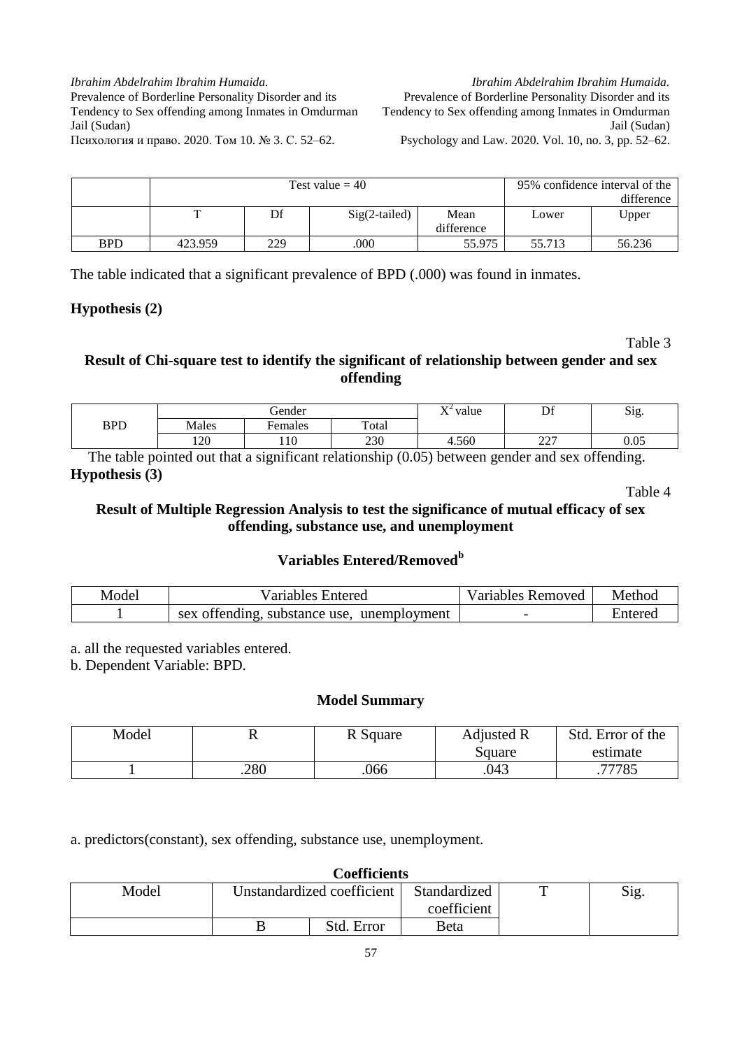| | Test value = 40 | | | | 95% confidence interval of the difference | |
|---|---|---|---|---|---|---|
| | T | Df | Sig(2-tailed) | Mean difference | Lower | Upper |
| BPD | 423.959 | 229 | .000 | 55.975 | 55.713 | 56.236 |

The table indicated that a significant prevalence of BPD (.000) was found in inmates.

**Hypothesis (2)**

Table 3

**Result of Chi-square test to identify the significant of relationship between gender and sex offending**

| BPD | Gender | | | $X^2$ value | Df | Sig. |
|---|---|---|---|---|---|---|
| | Males | Females | Total | | | |
| | 120 | 110 | 230 | 4.560 | 227 | 0.05 |

The table pointed out that a significant relationship (0.05) between gender and sex offending.

**Hypothesis (3)**

Table 4

**Result of Multiple Regression Analysis to test the significance of mutual efficacy of sex offending, substance use, and unemployment**

**Variables Entered/Removed[b]**

| Model | Variables Entered | Variables Removed | Method |
|---|---|---|---|
| 1 | sex offending, substance use, unemployment | - | Entered |

a. all the requested variables entered.

b. Dependent Variable: BPD.

**Model Summary**

| Model | R | R Square | Adjusted R Square | Std. Error of the estimate |
|---|---|---|---|---|
| 1 | .280 | .066 | .043 | .77785 |

a. predictors(constant), sex offending, substance use, unemployment.

**Coefficients**

| Model | Unstandardized coefficient | | Standardized coefficient | T | Sig. |
|---|---|---|---|---|---|
| | B | Std. Error | Beta | | |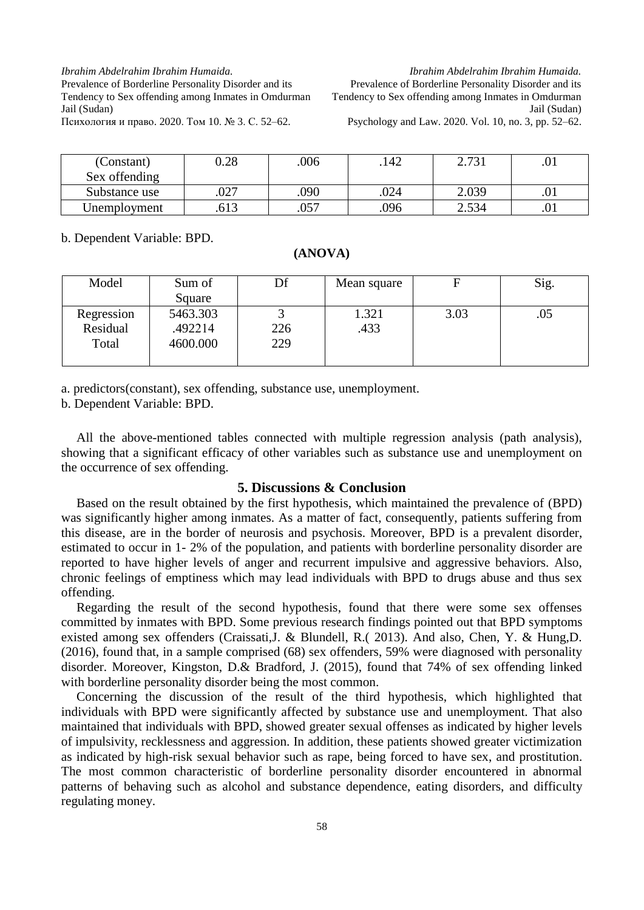| (Constant) Sex offending | 0.28 | .006 | .142 | 2.731 | .01 |
|---|---|---|---|---|---|
| Substance use | .027 | .090 | .024 | 2.039 | .01 |
| Unemployment | .613 | .057 | .096 | 2.534 | .01 |

b. Dependent Variable: BPD.

**(ANOVA)**

| Model | Sum of Square | Df | Mean square | F | Sig. |
|---|---|---|---|---|---|
| Regression<br>Residual<br>Total | 5463.303<br>.492214<br>4600.000 | 3<br>226<br>229 | 1.321<br>.433 | 3.03 | .05 |

a. predictors(constant), sex offending, substance use, unemployment.

b. Dependent Variable: BPD.

All the above-mentioned tables connected with multiple regression analysis (path analysis), showing that a significant efficacy of other variables such as substance use and unemployment on the occurrence of sex offending.

## 5. Discussions & Conclusion

Based on the result obtained by the first hypothesis, which maintained the prevalence of (BPD) was significantly higher among inmates. As a matter of fact, consequently, patients suffering from this disease, are in the border of neurosis and psychosis. Moreover, BPD is a prevalent disorder, estimated to occur in 1- 2% of the population, and patients with borderline personality disorder are reported to have higher levels of anger and recurrent impulsive and aggressive behaviors. Also, chronic feelings of emptiness which may lead individuals with BPD to drugs abuse and thus sex offending.

Regarding the result of the second hypothesis, found that there were some sex offenses committed by inmates with BPD. Some previous research findings pointed out that BPD symptoms existed among sex offenders (Craissati,J. & Blundell, R.( 2013). And also, Chen, Y. & Hung,D. (2016), found that, in a sample comprised (68) sex offenders, 59% were diagnosed with personality disorder. Moreover, Kingston, D.& Bradford, J. (2015), found that 74% of sex offending linked with borderline personality disorder being the most common.

Concerning the discussion of the result of the third hypothesis, which highlighted that individuals with BPD were significantly affected by substance use and unemployment. That also maintained that individuals with BPD, showed greater sexual offenses as indicated by higher levels of impulsivity, recklessness and aggression. In addition, these patients showed greater victimization as indicated by high-risk sexual behavior such as rape, being forced to have sex, and prostitution. The most common characteristic of borderline personality disorder encountered in abnormal patterns of behaving such as alcohol and substance dependence, eating disorders, and difficulty regulating money.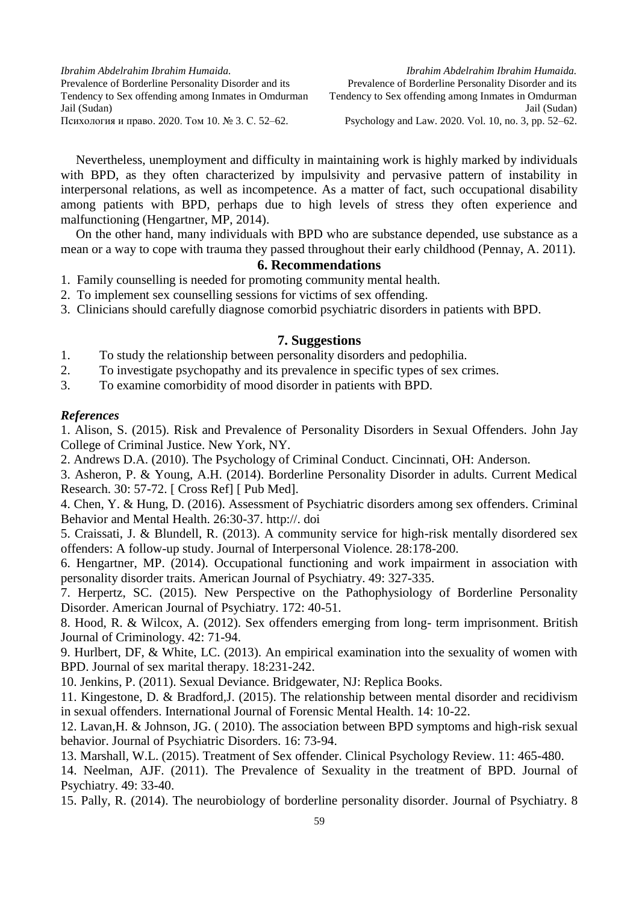Nevertheless, unemployment and difficulty in maintaining work is highly marked by individuals with BPD, as they often characterized by impulsivity and pervasive pattern of instability in interpersonal relations, as well as incompetence. As a matter of fact, such occupational disability among patients with BPD, perhaps due to high levels of stress they often experience and malfunctioning (Hengartner, MP, 2014).

On the other hand, many individuals with BPD who are substance depended, use substance as a mean or a way to cope with trauma they passed throughout their early childhood (Pennay, A. 2011).

## 6. Recommendations

1. Family counselling is needed for promoting community mental health.
2. To implement sex counselling sessions for victims of sex offending.
3. Clinicians should carefully diagnose comorbid psychiatric disorders in patients with BPD.

## 7. Suggestions

1. To study the relationship between personality disorders and pedophilia.
2. To investigate psychopathy and its prevalence in specific types of sex crimes.
3. To examine comorbidity of mood disorder in patients with BPD.

### *References*

1. Alison, S. (2015). Risk and Prevalence of Personality Disorders in Sexual Offenders. John Jay College of Criminal Justice. New York, NY.

2. Andrews D.A. (2010). The Psychology of Criminal Conduct. Cincinnati, OH: Anderson.

3. Asheron, P. & Young, A.H. (2014). Borderline Personality Disorder in adults. Current Medical Research. 30: 57-72. [ Cross Ref] [ Pub Med].

4. Chen, Y. & Hung, D. (2016). Assessment of Psychiatric disorders among sex offenders. Criminal Behavior and Mental Health. 26:30-37. http://. doi

5. Craissati, J. & Blundell, R. (2013). A community service for high-risk mentally disordered sex offenders: A follow-up study. Journal of Interpersonal Violence. 28:178-200.

6. Hengartner, MP. (2014). Occupational functioning and work impairment in association with personality disorder traits. American Journal of Psychiatry. 49: 327-335.

7. Herpertz, SC. (2015). New Perspective on the Pathophysiology of Borderline Personality Disorder. American Journal of Psychiatry. 172: 40-51.

8. Hood, R. & Wilcox, A. (2012). Sex offenders emerging from long- term imprisonment. British Journal of Criminology. 42: 71-94.

9. Hurlbert, DF, & White, LC. (2013). An empirical examination into the sexuality of women with BPD. Journal of sex marital therapy. 18:231-242.

10. Jenkins, P. (2011). Sexual Deviance. Bridgewater, NJ: Replica Books.

11. Kingestone, D. & Bradford,J. (2015). The relationship between mental disorder and recidivism in sexual offenders. International Journal of Forensic Mental Health. 14: 10-22.

12. Lavan,H. & Johnson, JG. ( 2010). The association between BPD symptoms and high-risk sexual behavior. Journal of Psychiatric Disorders. 16: 73-94.

13. Marshall, W.L. (2015). Treatment of Sex offender. Clinical Psychology Review. 11: 465-480.

14. Neelman, AJF. (2011). The Prevalence of Sexuality in the treatment of BPD. Journal of Psychiatry. 49: 33-40.

15. Pally, R. (2014). The neurobiology of borderline personality disorder. Journal of Psychiatry. 8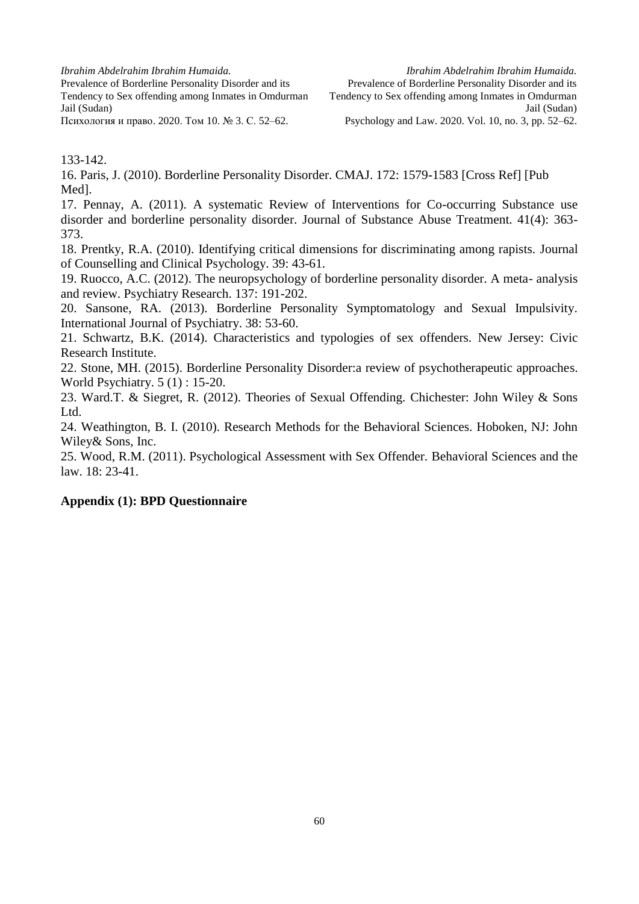133-142.

16. Paris, J. (2010). Borderline Personality Disorder. CMAJ. 172: 1579-1583 [Cross Ref] [Pub Med].

17. Pennay, A. (2011). A systematic Review of Interventions for Co-occurring Substance use disorder and borderline personality disorder. Journal of Substance Abuse Treatment. 41(4): 363-373.

18. Prentky, R.A. (2010). Identifying critical dimensions for discriminating among rapists. Journal of Counselling and Clinical Psychology. 39: 43-61.

19. Ruocco, A.C. (2012). The neuropsychology of borderline personality disorder. A meta- analysis and review. Psychiatry Research. 137: 191-202.

20. Sansone, RA. (2013). Borderline Personality Symptomatology and Sexual Impulsivity. International Journal of Psychiatry. 38: 53-60.

21. Schwartz, B.K. (2014). Characteristics and typologies of sex offenders. New Jersey: Civic Research Institute.

22. Stone, MH. (2015). Borderline Personality Disorder:a review of psychotherapeutic approaches. World Psychiatry. 5 (1) : 15-20.

23. Ward.T. & Siegret, R. (2012). Theories of Sexual Offending. Chichester: John Wiley & Sons Ltd.

24. Weathington, B. I. (2010). Research Methods for the Behavioral Sciences. Hoboken, NJ: John Wiley& Sons, Inc.

25. Wood, R.M. (2011). Psychological Assessment with Sex Offender. Behavioral Sciences and the law. 18: 23-41.

**Appendix (1): BPD Questionnaire**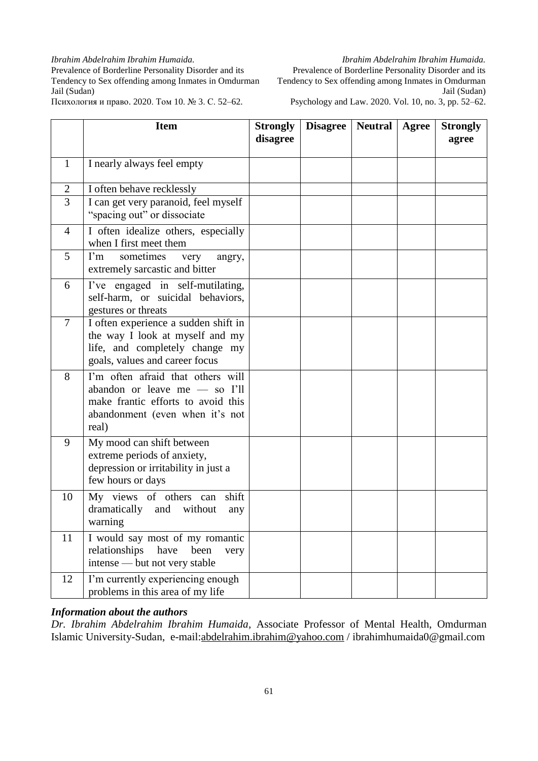| | Item | Strongly disagree | Disagree | Neutral | Agree | Strongly agree |
|---|---|---|---|---|---|---|
| 1 | I nearly always feel empty | | | | | |
| 2 | I often behave recklessly | | | | | |
| 3 | I can get very paranoid, feel myself "spacing out" or dissociate | | | | | |
| 4 | I often idealize others, especially when I first meet them | | | | | |
| 5 | I'm sometimes very angry, extremely sarcastic and bitter | | | | | |
| 6 | I've engaged in self-mutilating, self-harm, or suicidal behaviors, gestures or threats | | | | | |
| 7 | I often experience a sudden shift in the way I look at myself and my life, and completely change my goals, values and career focus | | | | | |
| 8 | I'm often afraid that others will abandon or leave me — so I'll make frantic efforts to avoid this abandonment (even when it's not real) | | | | | |
| 9 | My mood can shift between extreme periods of anxiety, depression or irritability in just a few hours or days | | | | | |
| 10 | My views of others can shift dramatically and without any warning | | | | | |
| 11 | I would say most of my romantic relationships have been very intense — but not very stable | | | | | |
| 12 | I'm currently experiencing enough problems in this area of my life | | | | | |

## *Information about the authors*

*Dr. Ibrahim Abdelrahim Ibrahim Humaida*, Associate Professor of Mental Health, Omdurman Islamic University-Sudan, e-mail:abdelrahim.ibrahim@yahoo.com / ibrahimhumaida0@gmail.com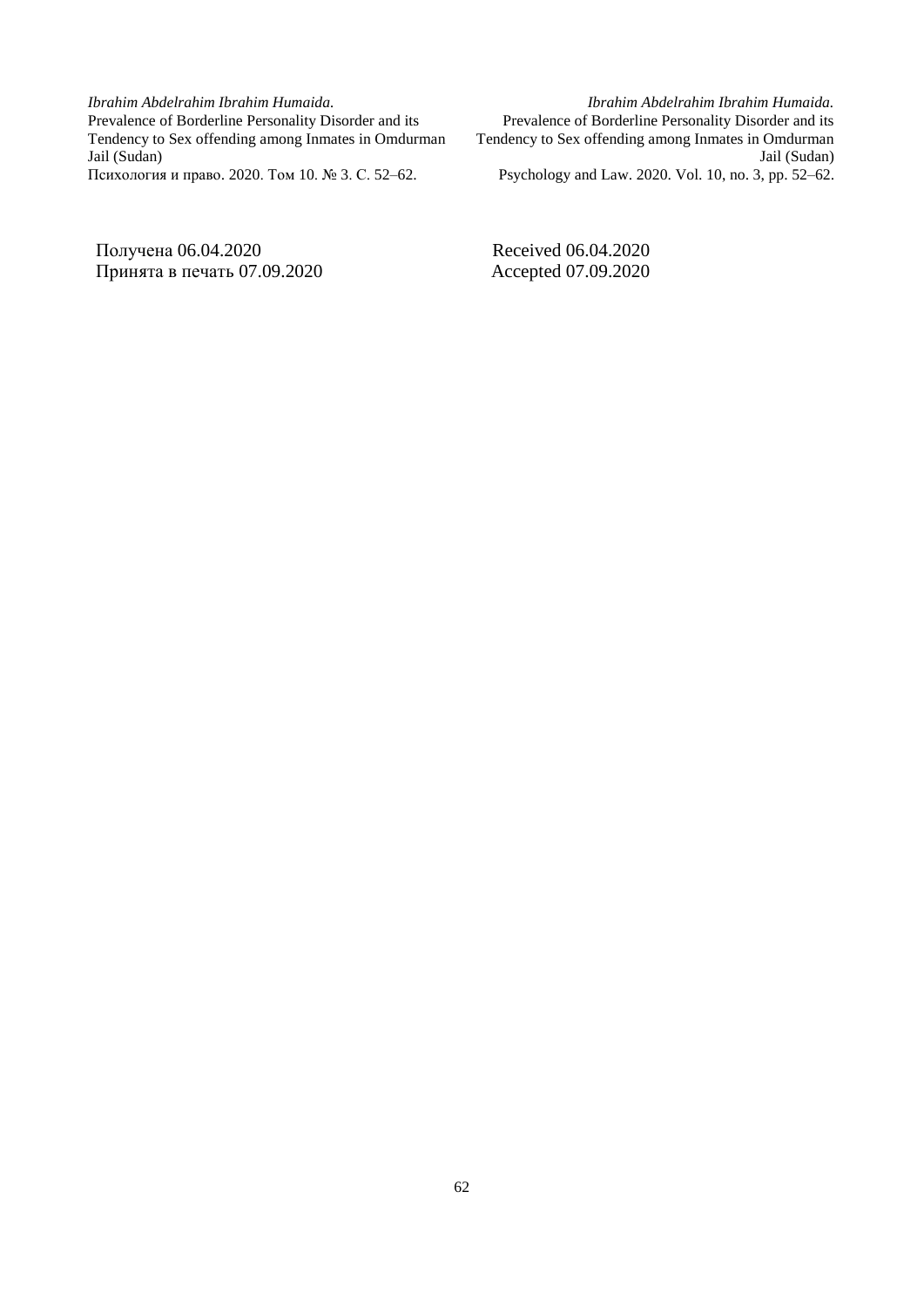Получена 06.04.2020
Принята в печать 07.09.2020

Received 06.04.2020
Accepted 07.09.2020